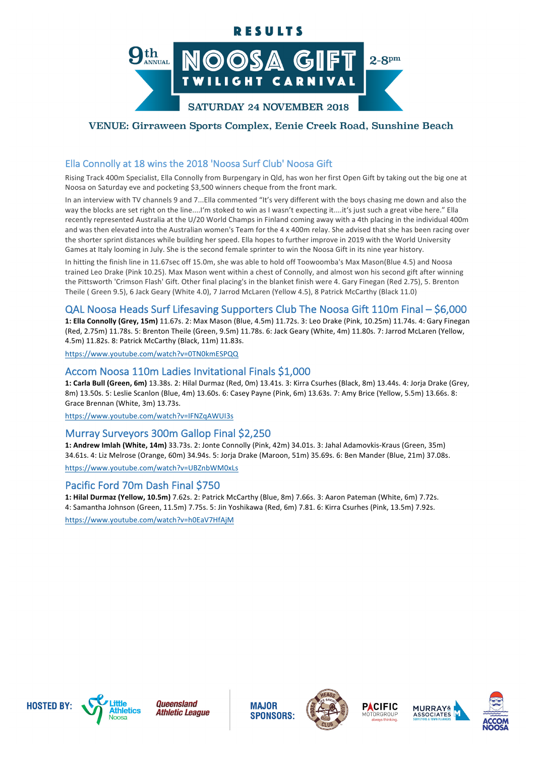RESULTS

# 9th ANNUAL NOOSA GIFT TWILIGHT CARNIVAL 2-8pm

SATURDAY 24 NOVEMBER 2018

VENUE: Girraween Sports Complex, Eenie Creek Road, Sunshine Beach

## Ella Connolly at 18 wins the 2018 'Noosa Surf Club' Noosa Gift

Rising Track 400m Specialist, Ella Connolly from Burpengary in Qld, has won her first Open Gift by taking out the big one at Noosa on Saturday eve and pocketing $3,500 winners cheque from the front mark.

In an interview with TV channels 9 and 7...Ella commented "It's very different with the boys chasing me down and also the way the blocks are set right on the line....I'm stoked to win as I wasn't expecting it....it's just such a great vibe here." Ella recently represented Australia at the U/20 World Champs in Finland coming away with a 4th placing in the individual 400m and was then elevated into the Australian women's Team for the 4 x 400m relay. She advised that she has been racing over the shorter sprint distances while building her speed. Ella hopes to further improve in 2019 with the World University Games at Italy looming in July. She is the second female sprinter to win the Noosa Gift in its nine year history.

In hitting the finish line in 11.67sec off 15.0m, she was able to hold off Toowoomba's Max Mason(Blue 4.5) and Noosa trained Leo Drake (Pink 10.25). Max Mason went within a chest of Connolly, and almost won his second gift after winning the Pittsworth 'Crimson Flash' Gift. Other final placing's in the blanket finish were 4. Gary Finegan (Red 2.75), 5. Brenton Theile ( Green 9.5), 6 Jack Geary (White 4.0), 7 Jarrod McLaren (Yellow 4.5), 8 Patrick McCarthy (Black 11.0)

## QAL Noosa Heads Surf Lifesaving Supporters Club The Noosa Gift 110m Final – $6,000

**1: Ella Connolly (Grey, 15m)** 11.67s. 2: Max Mason (Blue, 4.5m) 11.72s. 3: Leo Drake (Pink, 10.25m) 11.74s. 4: Gary Finegan (Red, 2.75m) 11.78s. 5: Brenton Theile (Green, 9.5m) 11.78s. 6: Jack Geary (White, 4m) 11.80s. 7: Jarrod McLaren (Yellow, 4.5m) 11.82s. 8: Patrick McCarthy (Black, 11m) 11.83s.

https://www.youtube.com/watch?v=0TN0kmESPQQ

## Accom Noosa 110m Ladies Invitational Finals $1,000

**1: Carla Bull (Green, 6m)** 13.38s. 2: Hilal Durmaz (Red, 0m) 13.41s. 3: Kirra Csurhes (Black, 8m) 13.44s. 4: Jorja Drake (Grey, 8m) 13.50s. 5: Leslie Scanlon (Blue, 4m) 13.60s. 6: Casey Payne (Pink, 6m) 13.63s. 7: Amy Brice (Yellow, 5.5m) 13.66s. 8: Grace Brennan (White, 3m) 13.73s.

https://www.youtube.com/watch?v=IFNZqAWUI3s

## Murray Surveyors 300m Gallop Final $2,250

**1: Andrew Imlah (White, 14m)** 33.73s. 2: Jonte Connolly (Pink, 42m) 34.01s. 3: Jahal Adamovkis-Kraus (Green, 35m) 34.61s. 4: Liz Melrose (Orange, 60m) 34.94s. 5: Jorja Drake (Maroon, 51m) 35.69s. 6: Ben Mander (Blue, 21m) 37.08s.

https://www.youtube.com/watch?v=UBZnbWM0xLs

## Pacific Ford 70m Dash Final $750

**1: Hilal Durmaz (Yellow, 10.5m)** 7.62s. 2: Patrick McCarthy (Blue, 8m) 7.66s. 3: Aaron Pateman (White, 6m) 7.72s. 4: Samantha Johnson (Green, 11.5m) 7.75s. 5: Jin Yoshikawa (Red, 6m) 7.81. 6: Kirra Csurhes (Pink, 13.5m) 7.92s.

https://www.youtube.com/watch?v=h0EaV7HfAjM

HOSTED BY: Little Athletics Noosa, Queensland Athletic League

MAJOR SPONSORS: Noosa Heads Life Saving Surf Club, Pacific Motorgroup, Murray & Associates, Accom Noosa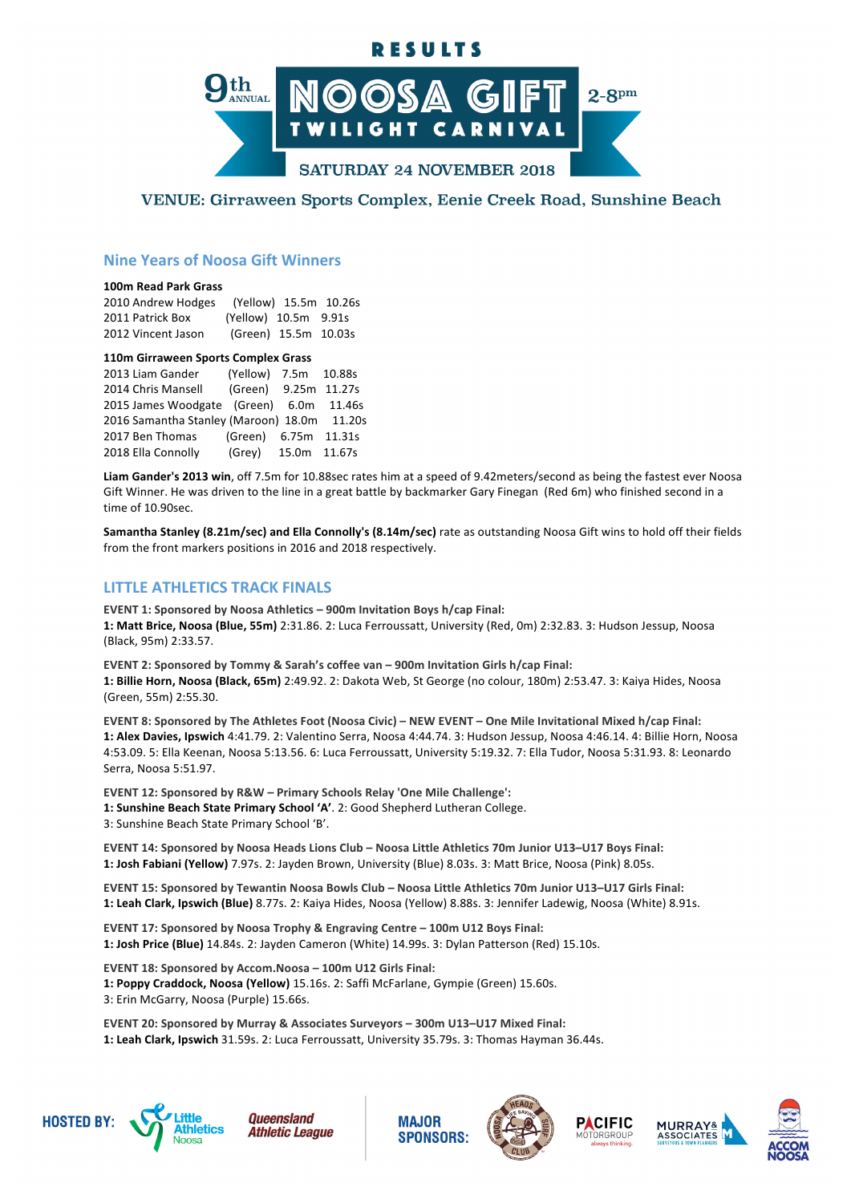# RESULTS

## 9th ANNUAL NOOSA GIFT TWILIGHT CARNIVAL 2-8pm

### SATURDAY 24 NOVEMBER 2018

### VENUE: Girraween Sports Complex, Eenie Creek Road, Sunshine Beach

## Nine Years of Noosa Gift Winners

**100m Read Park Grass**

2010 Andrew Hodges (Yellow) 15.5m 10.26s
2011 Patrick Box (Yellow) 10.5m 9.91s
2012 Vincent Jason (Green) 15.5m 10.03s

**110m Girraween Sports Complex Grass**

2013 Liam Gander (Yellow) 7.5m 10.88s
2014 Chris Mansell (Green) 9.25m 11.27s
2015 James Woodgate (Green) 6.0m 11.46s
2016 Samantha Stanley (Maroon) 18.0m 11.20s
2017 Ben Thomas (Green) 6.75m 11.31s
2018 Ella Connolly (Grey) 15.0m 11.67s

**Liam Gander's 2013 win**, off 7.5m for 10.88sec rates him at a speed of 9.42meters/second as being the fastest ever Noosa Gift Winner. He was driven to the line in a great battle by backmarker Gary Finegan (Red 6m) who finished second in a time of 10.90sec.

**Samantha Stanley (8.21m/sec) and Ella Connolly's (8.14m/sec)** rate as outstanding Noosa Gift wins to hold off their fields from the front markers positions in 2016 and 2018 respectively.

## LITTLE ATHLETICS TRACK FINALS

**EVENT 1: Sponsored by Noosa Athletics – 900m Invitation Boys h/cap Final:**
**1: Matt Brice, Noosa (Blue, 55m)** 2:31.86. 2: Luca Ferroussatt, University (Red, 0m) 2:32.83. 3: Hudson Jessup, Noosa (Black, 95m) 2:33.57.

**EVENT 2: Sponsored by Tommy & Sarah's coffee van – 900m Invitation Girls h/cap Final:**
**1: Billie Horn, Noosa (Black, 65m)** 2:49.92. 2: Dakota Web, St George (no colour, 180m) 2:53.47. 3: Kaiya Hides, Noosa (Green, 55m) 2:55.30.

**EVENT 8: Sponsored by The Athletes Foot (Noosa Civic) – NEW EVENT – One Mile Invitational Mixed h/cap Final:**
**1: Alex Davies, Ipswich** 4:41.79. 2: Valentino Serra, Noosa 4:44.74. 3: Hudson Jessup, Noosa 4:46.14. 4: Billie Horn, Noosa 4:53.09. 5: Ella Keenan, Noosa 5:13.56. 6: Luca Ferroussatt, University 5:19.32. 7: Ella Tudor, Noosa 5:31.93. 8: Leonardo Serra, Noosa 5:51.97.

**EVENT 12: Sponsored by R&W – Primary Schools Relay 'One Mile Challenge':**
**1: Sunshine Beach State Primary School 'A'**. 2: Good Shepherd Lutheran College.
3: Sunshine Beach State Primary School 'B'.

**EVENT 14: Sponsored by Noosa Heads Lions Club – Noosa Little Athletics 70m Junior U13–U17 Boys Final:**
**1: Josh Fabiani (Yellow)** 7.97s. 2: Jayden Brown, University (Blue) 8.03s. 3: Matt Brice, Noosa (Pink) 8.05s.

**EVENT 15: Sponsored by Tewantin Noosa Bowls Club – Noosa Little Athletics 70m Junior U13–U17 Girls Final:**
**1: Leah Clark, Ipswich (Blue)** 8.77s. 2: Kaiya Hides, Noosa (Yellow) 8.88s. 3: Jennifer Ladewig, Noosa (White) 8.91s.

**EVENT 17: Sponsored by Noosa Trophy & Engraving Centre – 100m U12 Boys Final:**
**1: Josh Price (Blue)** 14.84s. 2: Jayden Cameron (White) 14.99s. 3: Dylan Patterson (Red) 15.10s.

**EVENT 18: Sponsored by Accom.Noosa – 100m U12 Girls Final:**
**1: Poppy Craddock, Noosa (Yellow)** 15.16s. 2: Saffi McFarlane, Gympie (Green) 15.60s.
3: Erin McGarry, Noosa (Purple) 15.66s.

**EVENT 20: Sponsored by Murray & Associates Surveyors – 300m U13–U17 Mixed Final:**
**1: Leah Clark, Ipswich** 31.59s. 2: Luca Ferroussatt, University 35.79s. 3: Thomas Hayman 36.44s.

HOSTED BY: Little Athletics Noosa, Queensland Athletic League

MAJOR SPONSORS: Noosa Heads Life Saving Surf Club, Pacific Motorgroup, Murray & Associates, Accom Noosa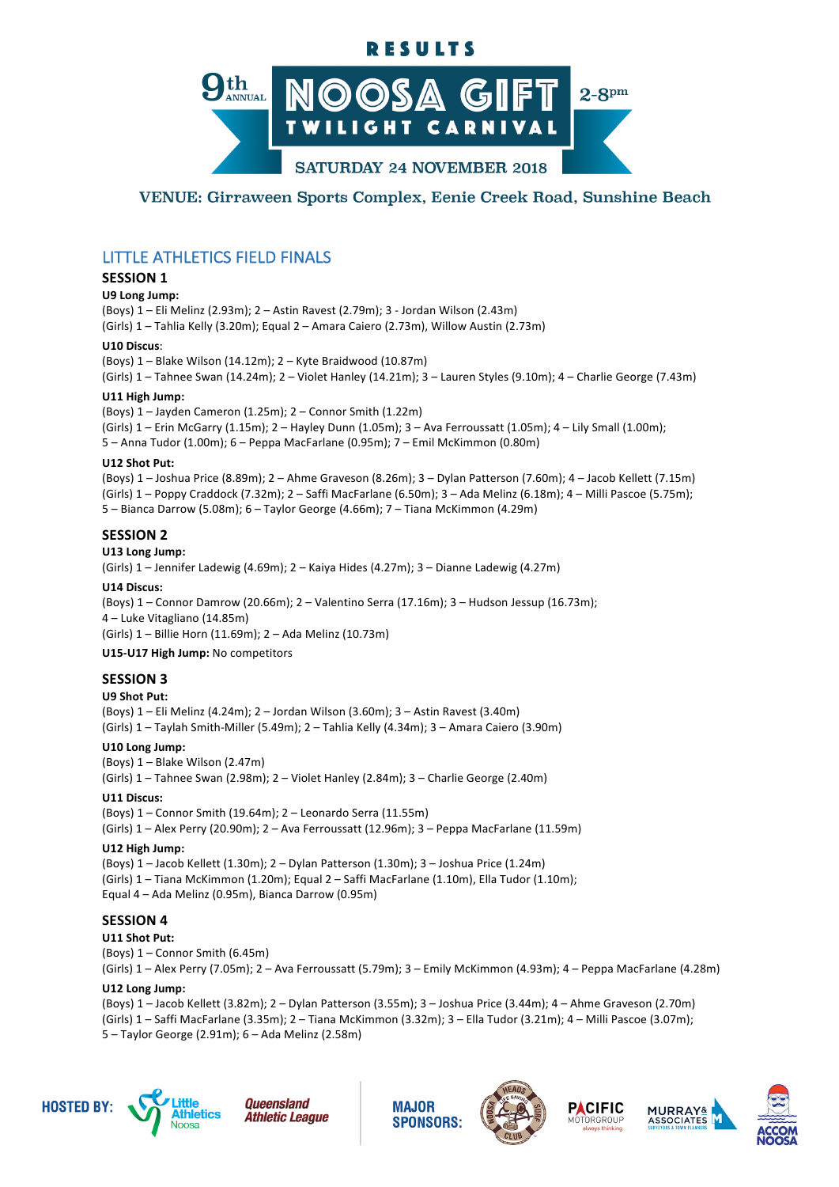RESULTS

# 9th ANNUAL NOOSA GIFT TWILIGHT CARNIVAL 2-8pm

SATURDAY 24 NOVEMBER 2018

VENUE: Girraween Sports Complex, Eenie Creek Road, Sunshine Beach

## LITTLE ATHLETICS FIELD FINALS

### SESSION 1

**U9 Long Jump:**
(Boys) 1 – Eli Melinz (2.93m); 2 – Astin Ravest (2.79m); 3 - Jordan Wilson (2.43m)
(Girls) 1 – Tahlia Kelly (3.20m); Equal 2 – Amara Caiero (2.73m), Willow Austin (2.73m)

**U10 Discus**:
(Boys) 1 – Blake Wilson (14.12m); 2 – Kyte Braidwood (10.87m)
(Girls) 1 – Tahnee Swan (14.24m); 2 – Violet Hanley (14.21m); 3 – Lauren Styles (9.10m); 4 – Charlie George (7.43m)

**U11 High Jump:**
(Boys) 1 – Jayden Cameron (1.25m); 2 – Connor Smith (1.22m)
(Girls) 1 – Erin McGarry (1.15m); 2 – Hayley Dunn (1.05m); 3 – Ava Ferroussatt (1.05m); 4 – Lily Small (1.00m);
5 – Anna Tudor (1.00m); 6 – Peppa MacFarlane (0.95m); 7 – Emil McKimmon (0.80m)

**U12 Shot Put:**
(Boys) 1 – Joshua Price (8.89m); 2 – Ahme Graveson (8.26m); 3 – Dylan Patterson (7.60m); 4 – Jacob Kellett (7.15m)
(Girls) 1 – Poppy Craddock (7.32m); 2 – Saffi MacFarlane (6.50m); 3 – Ada Melinz (6.18m); 4 – Milli Pascoe (5.75m);
5 – Bianca Darrow (5.08m); 6 – Taylor George (4.66m); 7 – Tiana McKimmon (4.29m)

### SESSION 2

**U13 Long Jump:**
(Girls) 1 – Jennifer Ladewig (4.69m); 2 – Kaiya Hides (4.27m); 3 – Dianne Ladewig (4.27m)

**U14 Discus:**
(Boys) 1 – Connor Damrow (20.66m); 2 – Valentino Serra (17.16m); 3 – Hudson Jessup (16.73m);
4 – Luke Vitagliano (14.85m)
(Girls) 1 – Billie Horn (11.69m); 2 – Ada Melinz (10.73m)

**U15-U17 High Jump:** No competitors

### SESSION 3

**U9 Shot Put:**
(Boys) 1 – Eli Melinz (4.24m); 2 – Jordan Wilson (3.60m); 3 – Astin Ravest (3.40m)
(Girls) 1 – Taylah Smith-Miller (5.49m); 2 – Tahlia Kelly (4.34m); 3 – Amara Caiero (3.90m)

**U10 Long Jump:**
(Boys) 1 – Blake Wilson (2.47m)
(Girls) 1 – Tahnee Swan (2.98m); 2 – Violet Hanley (2.84m); 3 – Charlie George (2.40m)

**U11 Discus:**
(Boys) 1 – Connor Smith (19.64m); 2 – Leonardo Serra (11.55m)
(Girls) 1 – Alex Perry (20.90m); 2 – Ava Ferroussatt (12.96m); 3 – Peppa MacFarlane (11.59m)

**U12 High Jump:**
(Boys) 1 – Jacob Kellett (1.30m); 2 – Dylan Patterson (1.30m); 3 – Joshua Price (1.24m)
(Girls) 1 – Tiana McKimmon (1.20m); Equal 2 – Saffi MacFarlane (1.10m), Ella Tudor (1.10m);
Equal 4 – Ada Melinz (0.95m), Bianca Darrow (0.95m)

### SESSION 4

**U11 Shot Put:**
(Boys) 1 – Connor Smith (6.45m)
(Girls) 1 – Alex Perry (7.05m); 2 – Ava Ferroussatt (5.79m); 3 – Emily McKimmon (4.93m); 4 – Peppa MacFarlane (4.28m)

**U12 Long Jump:**
(Boys) 1 – Jacob Kellett (3.82m); 2 – Dylan Patterson (3.55m); 3 – Joshua Price (3.44m); 4 – Ahme Graveson (2.70m)
(Girls) 1 – Saffi MacFarlane (3.35m); 2 – Tiana McKimmon (3.32m); 3 – Ella Tudor (3.21m); 4 – Milli Pascoe (3.07m);
5 – Taylor George (2.91m); 6 – Ada Melinz (2.58m)

HOSTED BY: Little Athletics Noosa, Queensland Athletic League

MAJOR SPONSORS: Noosa Heads Life Saving Surf Club, Pacific Motorgroup, Murray & Associates, Accom Noosa